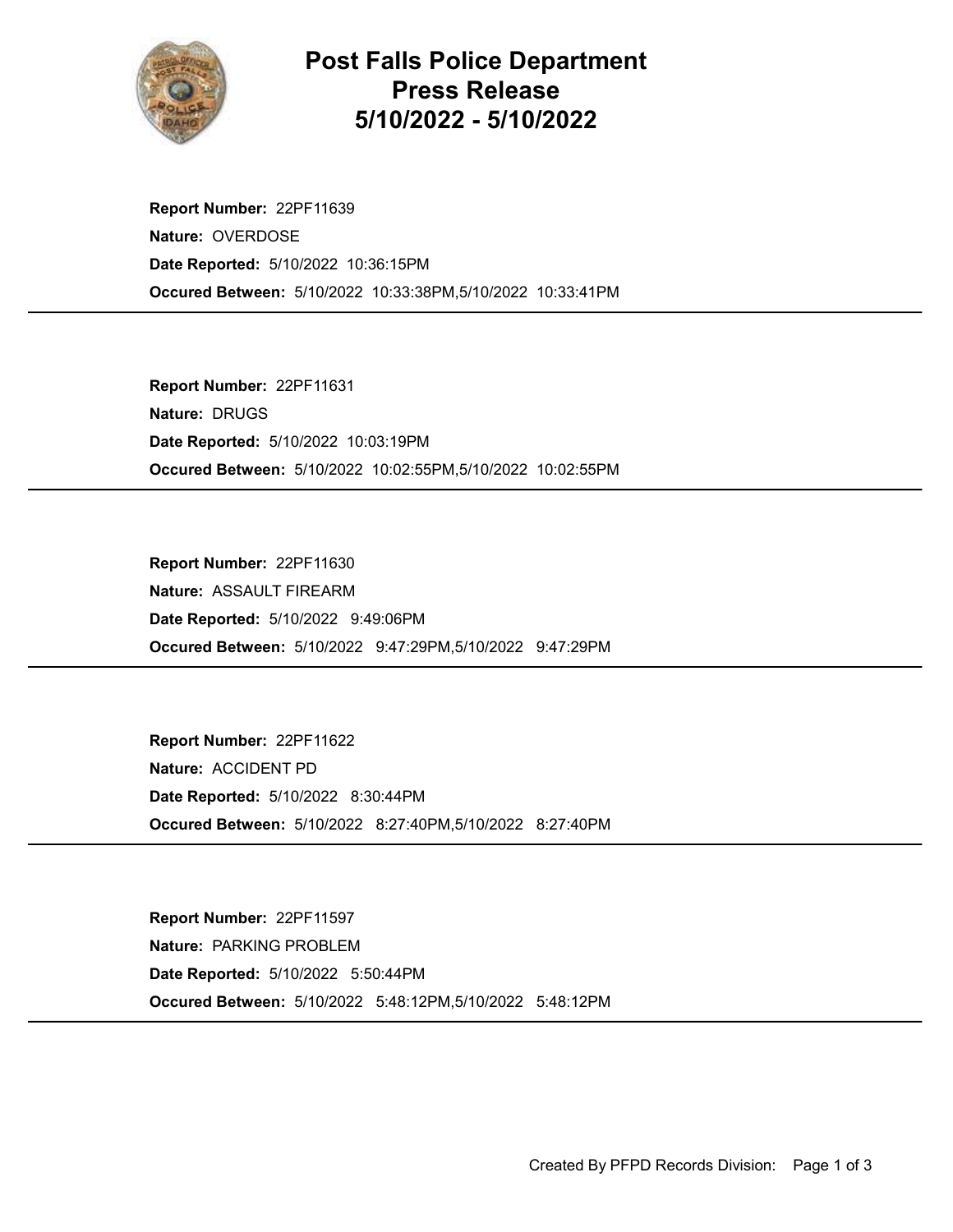# Post Falls Police Department Press Release 5/10/2022 - 5/10/2022

**Report Number:** 22PF11639
**Nature:** OVERDOSE
**Date Reported:** 5/10/2022 10:36:15PM
**Occured Between:** 5/10/2022 10:33:38PM,5/10/2022 10:33:41PM

---

**Report Number:** 22PF11631
**Nature:** DRUGS
**Date Reported:** 5/10/2022 10:03:19PM
**Occured Between:** 5/10/2022 10:02:55PM,5/10/2022 10:02:55PM

---

**Report Number:** 22PF11630
**Nature:** ASSAULT FIREARM
**Date Reported:** 5/10/2022 9:49:06PM
**Occured Between:** 5/10/2022 9:47:29PM,5/10/2022 9:47:29PM

---

**Report Number:** 22PF11622
**Nature:** ACCIDENT PD
**Date Reported:** 5/10/2022 8:30:44PM
**Occured Between:** 5/10/2022 8:27:40PM,5/10/2022 8:27:40PM

---

**Report Number:** 22PF11597
**Nature:** PARKING PROBLEM
**Date Reported:** 5/10/2022 5:50:44PM
**Occured Between:** 5/10/2022 5:48:12PM,5/10/2022 5:48:12PM

---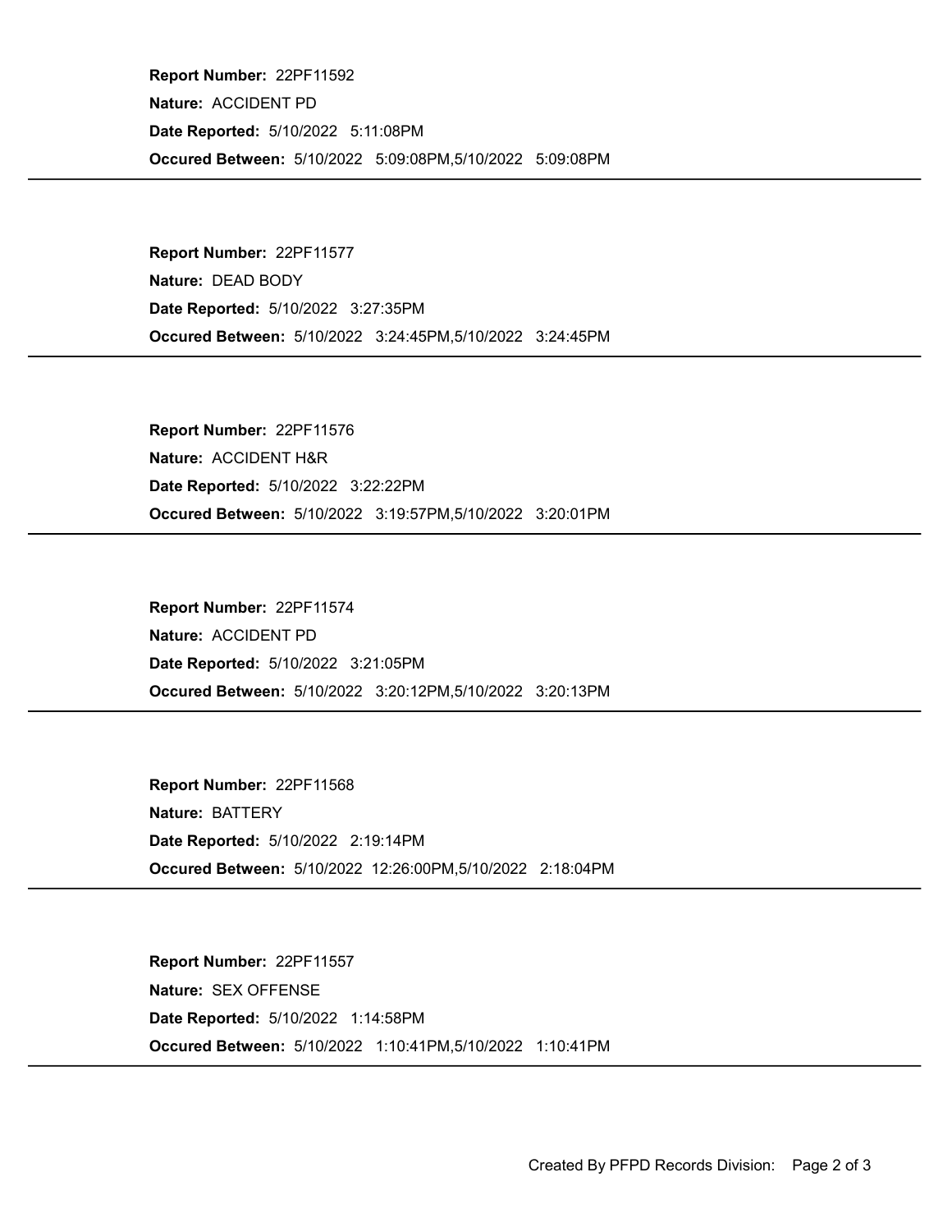**Report Number:** 22PF11592

**Nature:** ACCIDENT PD

**Date Reported:** 5/10/2022 5:11:08PM

**Occured Between:** 5/10/2022 5:09:08PM,5/10/2022 5:09:08PM

---

**Report Number:** 22PF11577

**Nature:** DEAD BODY

**Date Reported:** 5/10/2022 3:27:35PM

**Occured Between:** 5/10/2022 3:24:45PM,5/10/2022 3:24:45PM

---

**Report Number:** 22PF11576

**Nature:** ACCIDENT H&R

**Date Reported:** 5/10/2022 3:22:22PM

**Occured Between:** 5/10/2022 3:19:57PM,5/10/2022 3:20:01PM

---

**Report Number:** 22PF11574

**Nature:** ACCIDENT PD

**Date Reported:** 5/10/2022 3:21:05PM

**Occured Between:** 5/10/2022 3:20:12PM,5/10/2022 3:20:13PM

---

**Report Number:** 22PF11568

**Nature:** BATTERY

**Date Reported:** 5/10/2022 2:19:14PM

**Occured Between:** 5/10/2022 12:26:00PM,5/10/2022 2:18:04PM

---

**Report Number:** 22PF11557

**Nature:** SEX OFFENSE

**Date Reported:** 5/10/2022 1:14:58PM

**Occured Between:** 5/10/2022 1:10:41PM,5/10/2022 1:10:41PM

---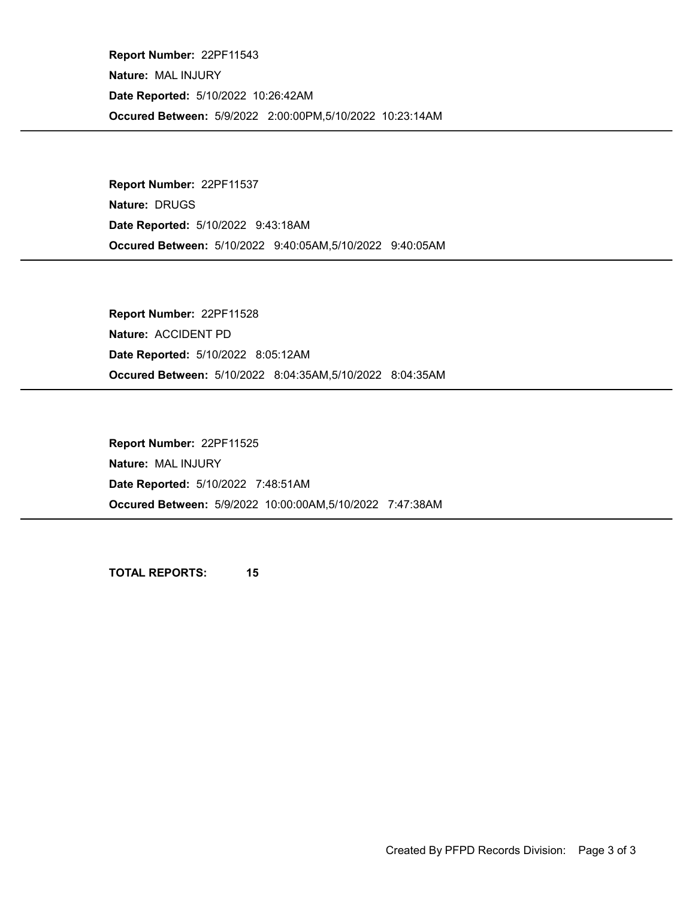**Report Number:** 22PF11543

**Nature:** MAL INJURY

**Date Reported:** 5/10/2022 10:26:42AM

**Occured Between:** 5/9/2022 2:00:00PM,5/10/2022 10:23:14AM

---

**Report Number:** 22PF11537

**Nature:** DRUGS

**Date Reported:** 5/10/2022 9:43:18AM

**Occured Between:** 5/10/2022 9:40:05AM,5/10/2022 9:40:05AM

---

**Report Number:** 22PF11528

**Nature:** ACCIDENT PD

**Date Reported:** 5/10/2022 8:05:12AM

**Occured Between:** 5/10/2022 8:04:35AM,5/10/2022 8:04:35AM

---

**Report Number:** 22PF11525

**Nature:** MAL INJURY

**Date Reported:** 5/10/2022 7:48:51AM

**Occured Between:** 5/9/2022 10:00:00AM,5/10/2022 7:47:38AM

---

**TOTAL REPORTS: 15**